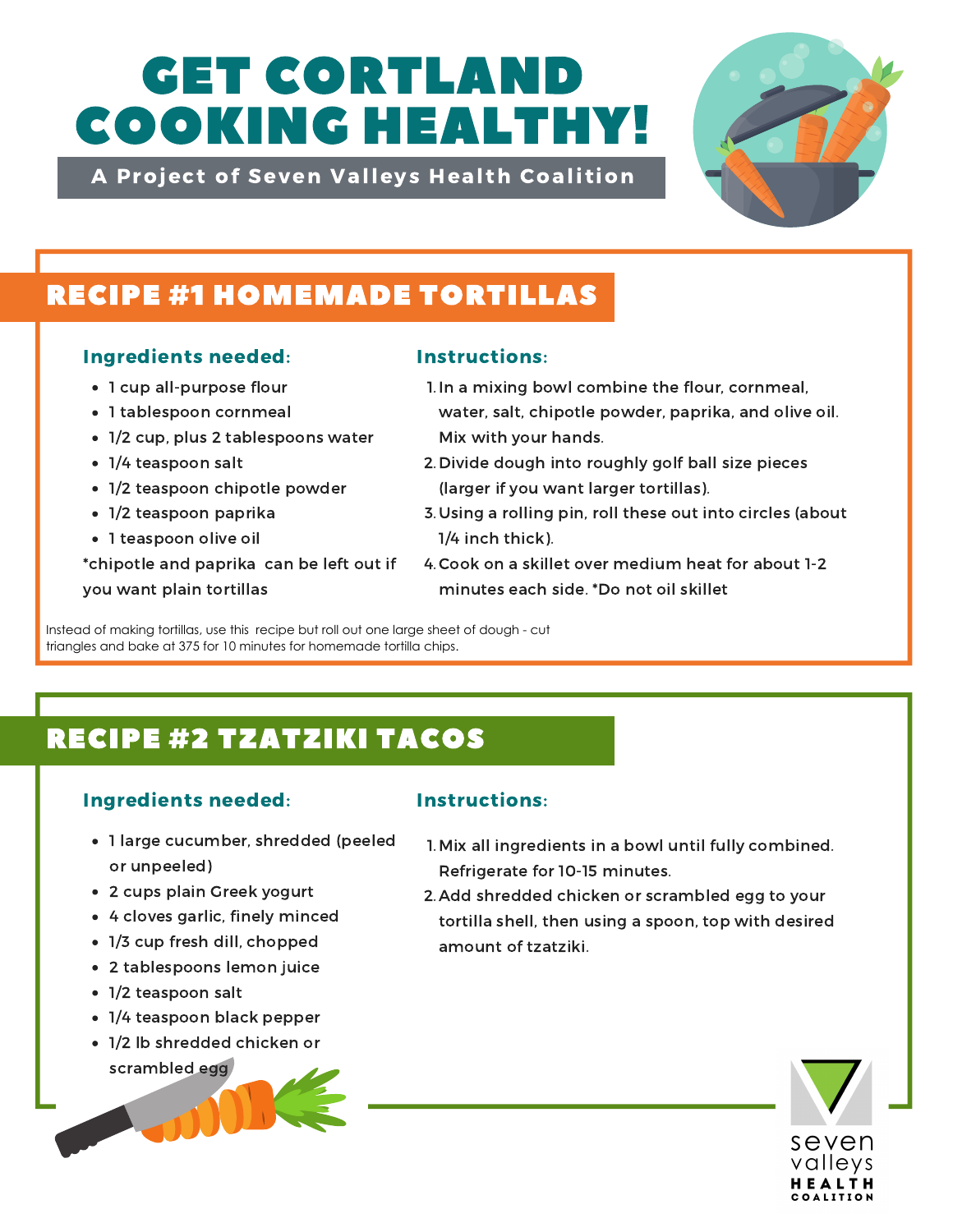# GET CORTLAND COOKING HEALTHY!

A Project of Seven Valleys Health Coalition

## RECIPE #1 HOMEMADE TORTILLAS

### Ingredients needed:

- 1 cup all-purpose flour
- 1 tablespoon cornmeal
- 1/2 cup, plus 2 tablespoons water
- 1/4 teaspoon salt
- 1/2 teaspoon chipotle powder
- 1/2 teaspoon paprika
- 1 teaspoon olive oil

*chipotle and paprika can be left out if you want plain tortillas

### Instructions:

1. In a mixing bowl combine the flour, cornmeal, water, salt, chipotle powder, paprika, and olive oil. Mix with your hands.
2. Divide dough into roughly golf ball size pieces (larger if you want larger tortillas).
3. Using a rolling pin, roll these out into circles (about 1/4 inch thick).
4. Cook on a skillet over medium heat for about 1-2 minutes each side. *Do not oil skillet

Instead of making tortillas, use this recipe but roll out one large sheet of dough - cut triangles and bake at 375 for 10 minutes for homemade tortilla chips.

## RECIPE #2 TZATZIKI TACOS

### Ingredients needed:

- 1 large cucumber, shredded (peeled or unpeeled)
- 2 cups plain Greek yogurt
- 4 cloves garlic, finely minced
- 1/3 cup fresh dill, chopped
- 2 tablespoons lemon juice
- 1/2 teaspoon salt
- 1/4 teaspoon black pepper
- 1/2 lb shredded chicken or scrambled egg

### Instructions:

1. Mix all ingredients in a bowl until fully combined. Refrigerate for 10-15 minutes.
2. Add shredded chicken or scrambled egg to your tortilla shell, then using a spoon, top with desired amount of tzatziki.

seven valleys HEALTH COALITION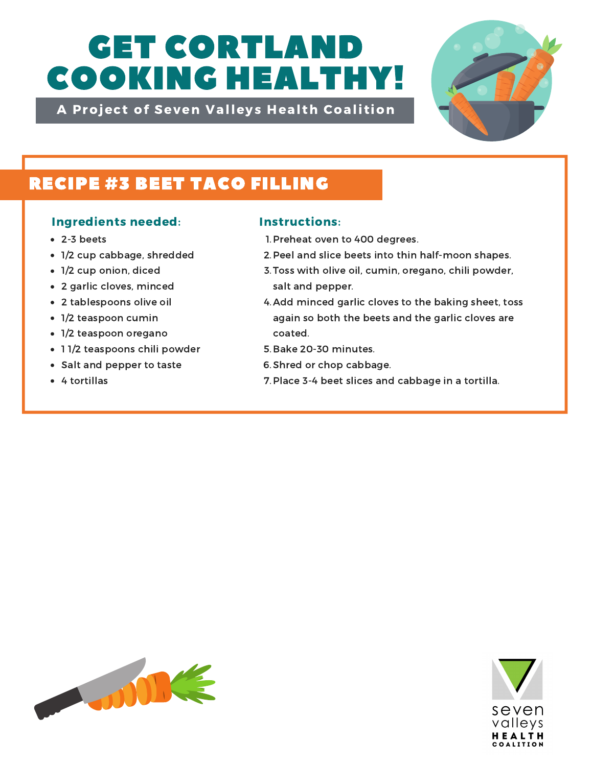# GET CORTLAND COOKING HEALTHY!

A Project of Seven Valleys Health Coalition

## RECIPE #3 BEET TACO FILLING

### Ingredients needed:

- 2-3 beets
- 1/2 cup cabbage, shredded
- 1/2 cup onion, diced
- 2 garlic cloves, minced
- 2 tablespoons olive oil
- 1/2 teaspoon cumin
- 1/2 teaspoon oregano
- 1 1/2 teaspoons chili powder
- Salt and pepper to taste
- 4 tortillas

### Instructions:

1. Preheat oven to 400 degrees.
2. Peel and slice beets into thin half-moon shapes.
3. Toss with olive oil, cumin, oregano, chili powder, salt and pepper.
4. Add minced garlic cloves to the baking sheet, toss again so both the beets and the garlic cloves are coated.
5. Bake 20-30 minutes.
6. Shred or chop cabbage.
7. Place 3-4 beet slices and cabbage in a tortilla.

seven valleys HEALTH COALITION